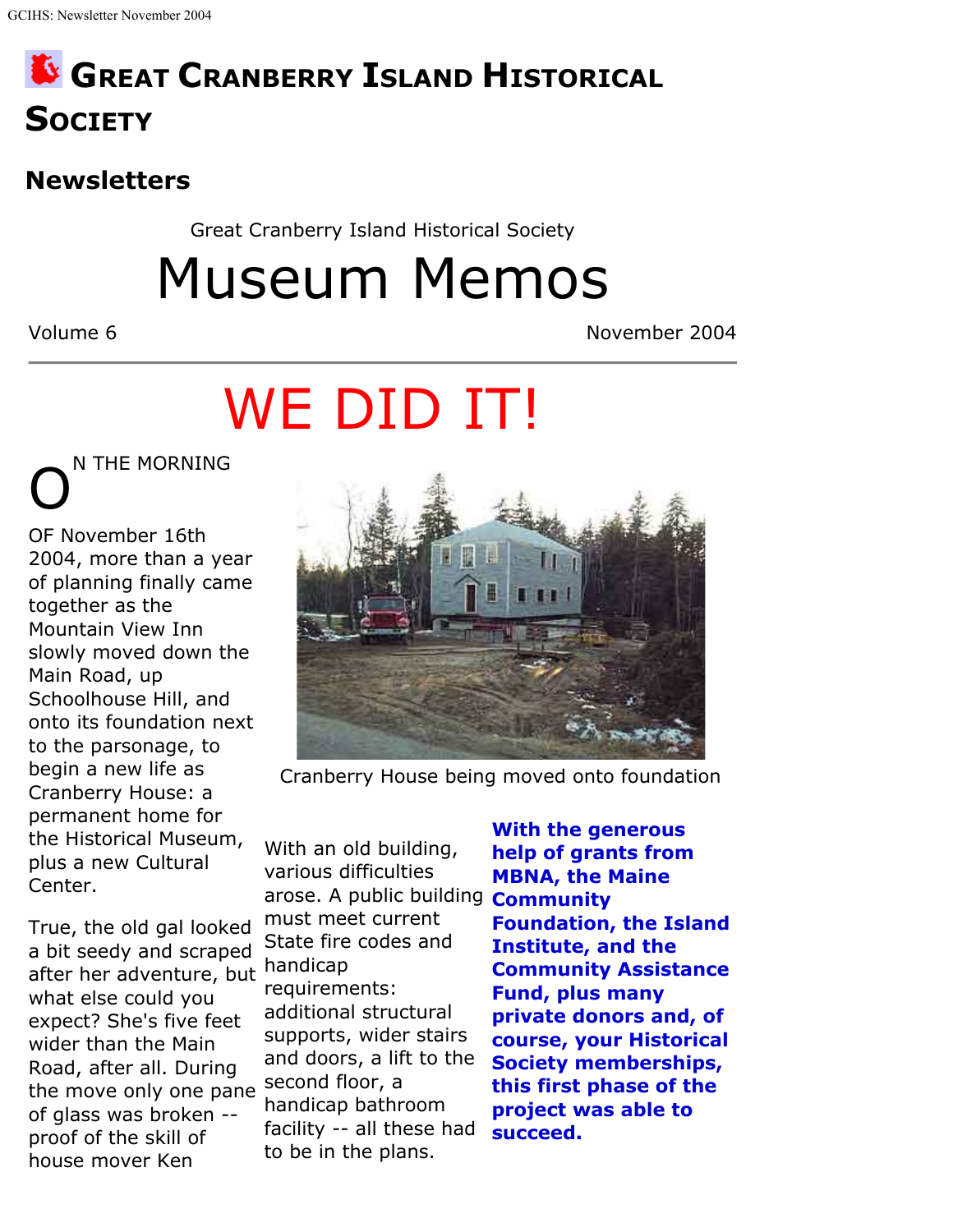# Great Cranberry Island Historical Society

## Newsletters

Great Cranberry Island Historical Society

# Museum Memos

Volume 6 November 2004

---

# WE DID IT!

ON THE MORNING OF November 16th 2004, more than a year of planning finally came together as the Mountain View Inn slowly moved down the Main Road, up Schoolhouse Hill, and onto its foundation next to the parsonage, to begin a new life as Cranberry House: a permanent home for the Historical Museum, plus a new Cultural Center.

Cranberry House being moved onto foundation

True, the old gal looked a bit seedy and scraped after her adventure, but what else could you expect? She's five feet wider than the Main Road, after all. During the move only one pane of glass was broken -- proof of the skill of house mover Ken

With an old building, various difficulties arose. A public building must meet current State fire codes and handicap requirements: additional structural supports, wider stairs and doors, a lift to the second floor, a handicap bathroom facility -- all these had to be in the plans.

**With the generous help of grants from MBNA, the Maine Community Foundation, the Island Institute, and the Community Assistance Fund, plus many private donors and, of course, your Historical Society memberships, this first phase of the project was able to succeed.**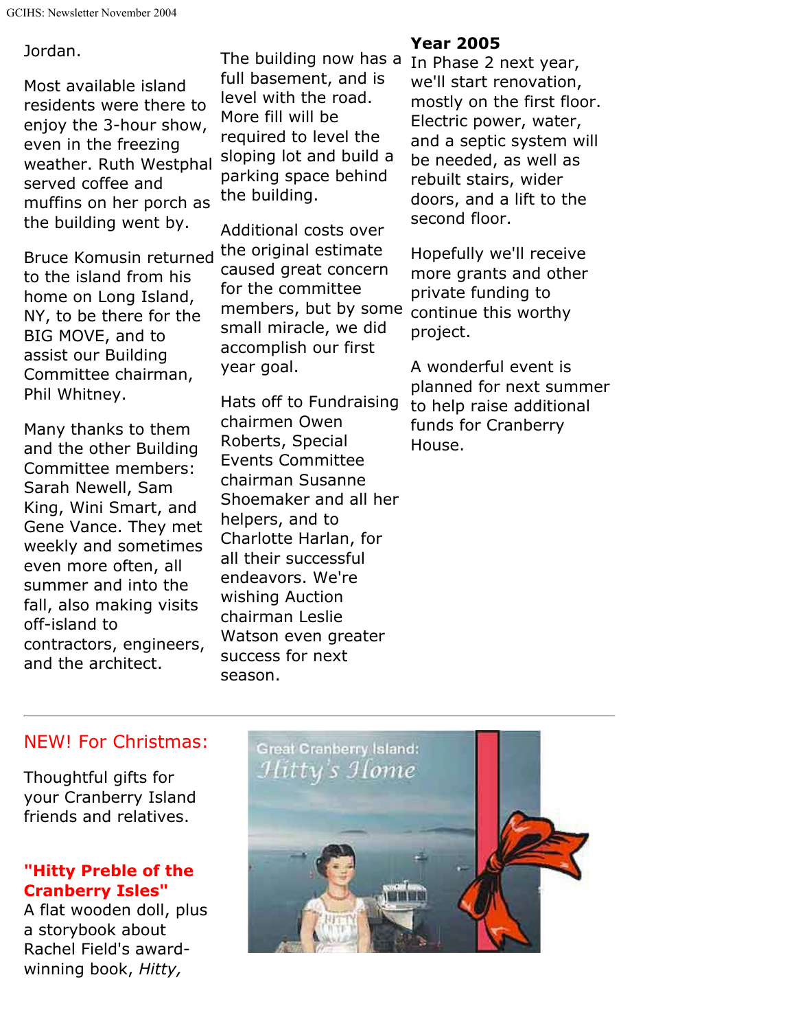Jordan.

Most available island residents were there to enjoy the 3-hour show, even in the freezing weather. Ruth Westphal served coffee and muffins on her porch as the building went by.

Bruce Komusin returned to the island from his home on Long Island, NY, to be there for the BIG MOVE, and to assist our Building Committee chairman, Phil Whitney.

Many thanks to them and the other Building Committee members: Sarah Newell, Sam King, Wini Smart, and Gene Vance. They met weekly and sometimes even more often, all summer and into the fall, also making visits off-island to contractors, engineers, and the architect.

The building now has a full basement, and is level with the road. More fill will be required to level the sloping lot and build a parking space behind the building.

Additional costs over the original estimate caused great concern for the committee members, but by some small miracle, we did accomplish our first year goal.

Hats off to Fundraising chairmen Owen Roberts, Special Events Committee chairman Susanne Shoemaker and all her helpers, and to Charlotte Harlan, for all their successful endeavors. We're wishing Auction chairman Leslie Watson even greater success for next season.

**Year 2005**

In Phase 2 next year, we'll start renovation, mostly on the first floor. Electric power, water, and a septic system will be needed, as well as rebuilt stairs, wider doors, and a lift to the second floor.

Hopefully we'll receive more grants and other private funding to continue this worthy project.

A wonderful event is planned for next summer to help raise additional funds for Cranberry House.

---

NEW! For Christmas:

Thoughtful gifts for your Cranberry Island friends and relatives.

**"Hitty Preble of the Cranberry Isles"**

A flat wooden doll, plus a storybook about Rachel Field's award-winning book, *Hitty,*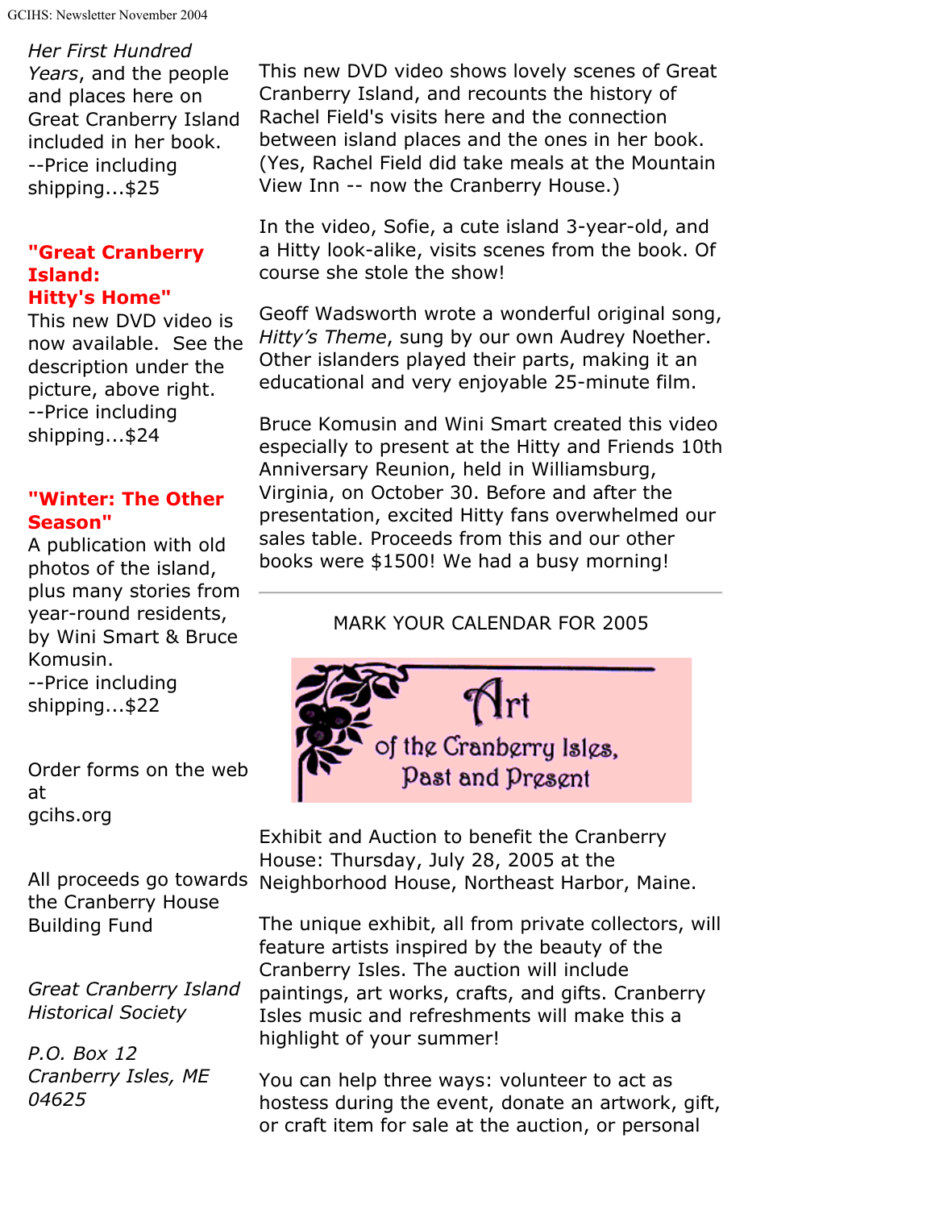*Her First Hundred Years*, and the people and places here on Great Cranberry Island included in her book.
--Price including shipping...$25

**"Great Cranberry Island: Hitty's Home"**
This new DVD video is now available. See the description under the picture, above right.
--Price including shipping...$24

**"Winter: The Other Season"**
A publication with old photos of the island, plus many stories from year-round residents, by Wini Smart & Bruce Komusin.
--Price including shipping...$22

Order forms on the web at gcihs.org

All proceeds go towards the Cranberry House Building Fund

*Great Cranberry Island Historical Society*

*P.O. Box 12*
*Cranberry Isles, ME 04625*

This new DVD video shows lovely scenes of Great Cranberry Island, and recounts the history of Rachel Field's visits here and the connection between island places and the ones in her book. (Yes, Rachel Field did take meals at the Mountain View Inn -- now the Cranberry House.)

In the video, Sofie, a cute island 3-year-old, and a Hitty look-alike, visits scenes from the book. Of course she stole the show!

Geoff Wadsworth wrote a wonderful original song, *Hitty's Theme*, sung by our own Audrey Noether. Other islanders played their parts, making it an educational and very enjoyable 25-minute film.

Bruce Komusin and Wini Smart created this video especially to present at the Hitty and Friends 10th Anniversary Reunion, held in Williamsburg, Virginia, on October 30. Before and after the presentation, excited Hitty fans overwhelmed our sales table. Proceeds from this and our other books were $1500! We had a busy morning!

---

MARK YOUR CALENDAR FOR 2005

## Art of the Cranberry Isles, Past and Present

Exhibit and Auction to benefit the Cranberry House: Thursday, July 28, 2005 at the Neighborhood House, Northeast Harbor, Maine.

The unique exhibit, all from private collectors, will feature artists inspired by the beauty of the Cranberry Isles. The auction will include paintings, art works, crafts, and gifts. Cranberry Isles music and refreshments will make this a highlight of your summer!

You can help three ways: volunteer to act as hostess during the event, donate an artwork, gift, or craft item for sale at the auction, or personal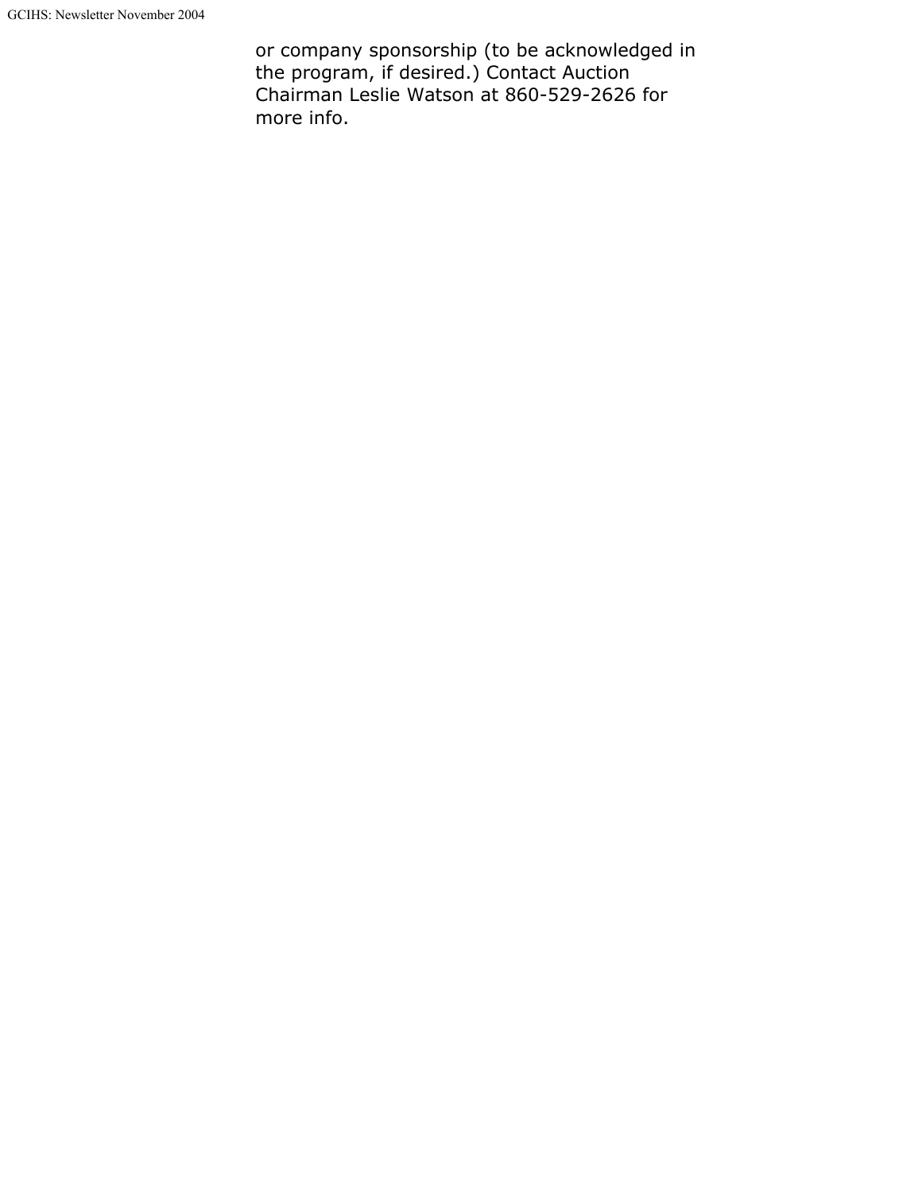or company sponsorship (to be acknowledged in the program, if desired.) Contact Auction Chairman Leslie Watson at 860-529-2626 for more info.